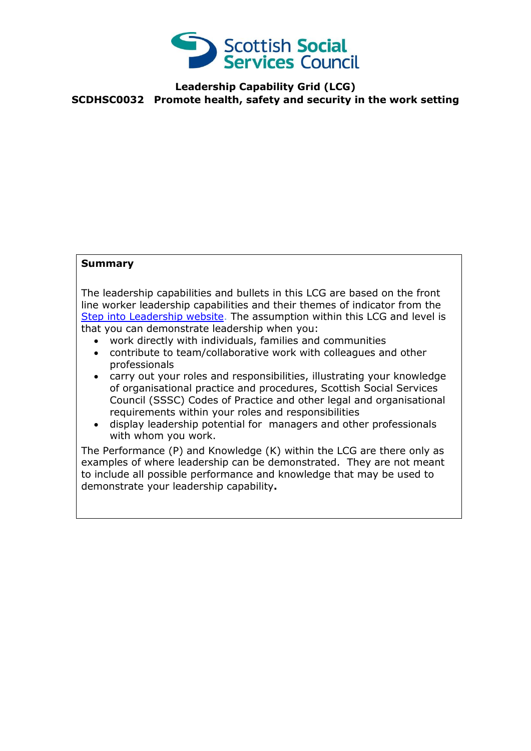**Leadership Capability Grid (LCG)**
**SCDHSC0032 Promote health, safety and security in the work setting**

**Summary**

The leadership capabilities and bullets in this LCG are based on the front line worker leadership capabilities and their themes of indicator from the [Step into Leadership website](). The assumption within this LCG and level is that you can demonstrate leadership when you:

- work directly with individuals, families and communities
- contribute to team/collaborative work with colleagues and other professionals
- carry out your roles and responsibilities, illustrating your knowledge of organisational practice and procedures, Scottish Social Services Council (SSSC) Codes of Practice and other legal and organisational requirements within your roles and responsibilities
- display leadership potential for managers and other professionals with whom you work.

The Performance (P) and Knowledge (K) within the LCG are there only as examples of where leadership can be demonstrated. They are not meant to include all possible performance and knowledge that may be used to demonstrate your leadership capability**.**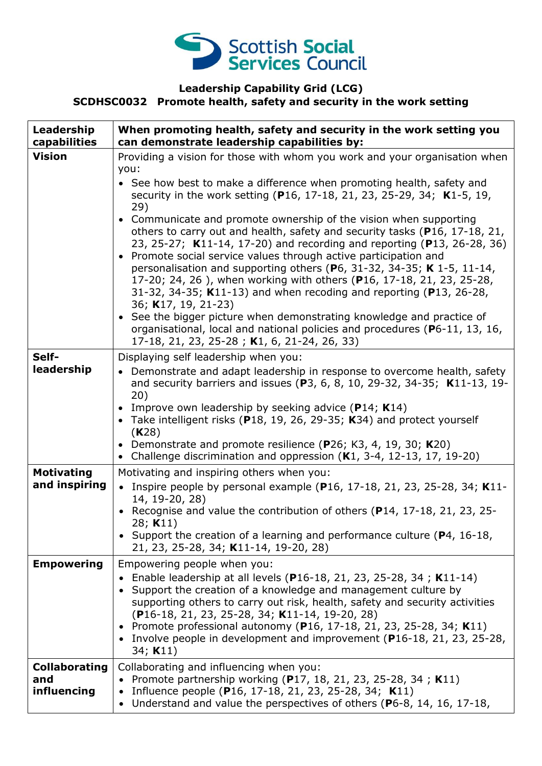# Scottish Social Services Council

**Leadership Capability Grid (LCG)**
**SCDHSC0032 Promote health, safety and security in the work setting**

| Leadership capabilities | When promoting health, safety and security in the work setting you can demonstrate leadership capabilities by: |
|---|---|
| **Vision** | Providing a vision for those with whom you work and your organisation when you:<br>• See how best to make a difference when promoting health, safety and security in the work setting (**P**16, 17-18, 21, 23, 25-29, 34; **K**1-5, 19, 29)<br>• Communicate and promote ownership of the vision when supporting others to carry out and health, safety and security tasks (**P**16, 17-18, 21, 23, 25-27; **K**11-14, 17-20) and recording and reporting (**P**13, 26-28, 36)<br>• Promote social service values through active participation and personalisation and supporting others (**P**6, 31-32, 34-35; **K** 1-5, 11-14, 17-20; 24, 26 ), when working with others (**P**16, 17-18, 21, 23, 25-28, 31-32, 34-35; **K**11-13) and when recoding and reporting (**P**13, 26-28, 36; **K**17, 19, 21-23)<br>• See the bigger picture when demonstrating knowledge and practice of organisational, local and national policies and procedures (**P**6-11, 13, 16, 17-18, 21, 23, 25-28 ; **K**1, 6, 21-24, 26, 33) |
| **Self-leadership** | Displaying self leadership when you:<br>• Demonstrate and adapt leadership in response to overcome health, safety and security barriers and issues (**P**3, 6, 8, 10, 29-32, 34-35; **K**11-13, 19-20)<br>• Improve own leadership by seeking advice (**P**14; **K**14)<br>• Take intelligent risks (**P**18, 19, 26, 29-35; **K**34) and protect yourself (**K**28)<br>• Demonstrate and promote resilience (**P**26; K3, 4, 19, 30; **K**20)<br>• Challenge discrimination and oppression (**K**1, 3-4, 12-13, 17, 19-20) |
| **Motivating and inspiring** | Motivating and inspiring others when you:<br>• Inspire people by personal example (**P**16, 17-18, 21, 23, 25-28, 34; **K**11-14, 19-20, 28)<br>• Recognise and value the contribution of others (**P**14, 17-18, 21, 23, 25-28; **K**11)<br>• Support the creation of a learning and performance culture (**P**4, 16-18, 21, 23, 25-28, 34; **K**11-14, 19-20, 28) |
| **Empowering** | Empowering people when you:<br>• Enable leadership at all levels (**P**16-18, 21, 23, 25-28, 34 ; **K**11-14)<br>• Support the creation of a knowledge and management culture by supporting others to carry out risk, health, safety and security activities (**P**16-18, 21, 23, 25-28, 34; **K**11-14, 19-20, 28)<br>• Promote professional autonomy (**P**16, 17-18, 21, 23, 25-28, 34; **K**11)<br>• Involve people in development and improvement (**P**16-18, 21, 23, 25-28, 34; **K**11) |
| **Collaborating and influencing** | Collaborating and influencing when you:<br>• Promote partnership working (**P**17, 18, 21, 23, 25-28, 34 ; **K**11)<br>• Influence people (**P**16, 17-18, 21, 23, 25-28, 34; **K**11)<br>• Understand and value the perspectives of others (**P**6-8, 14, 16, 17-18, |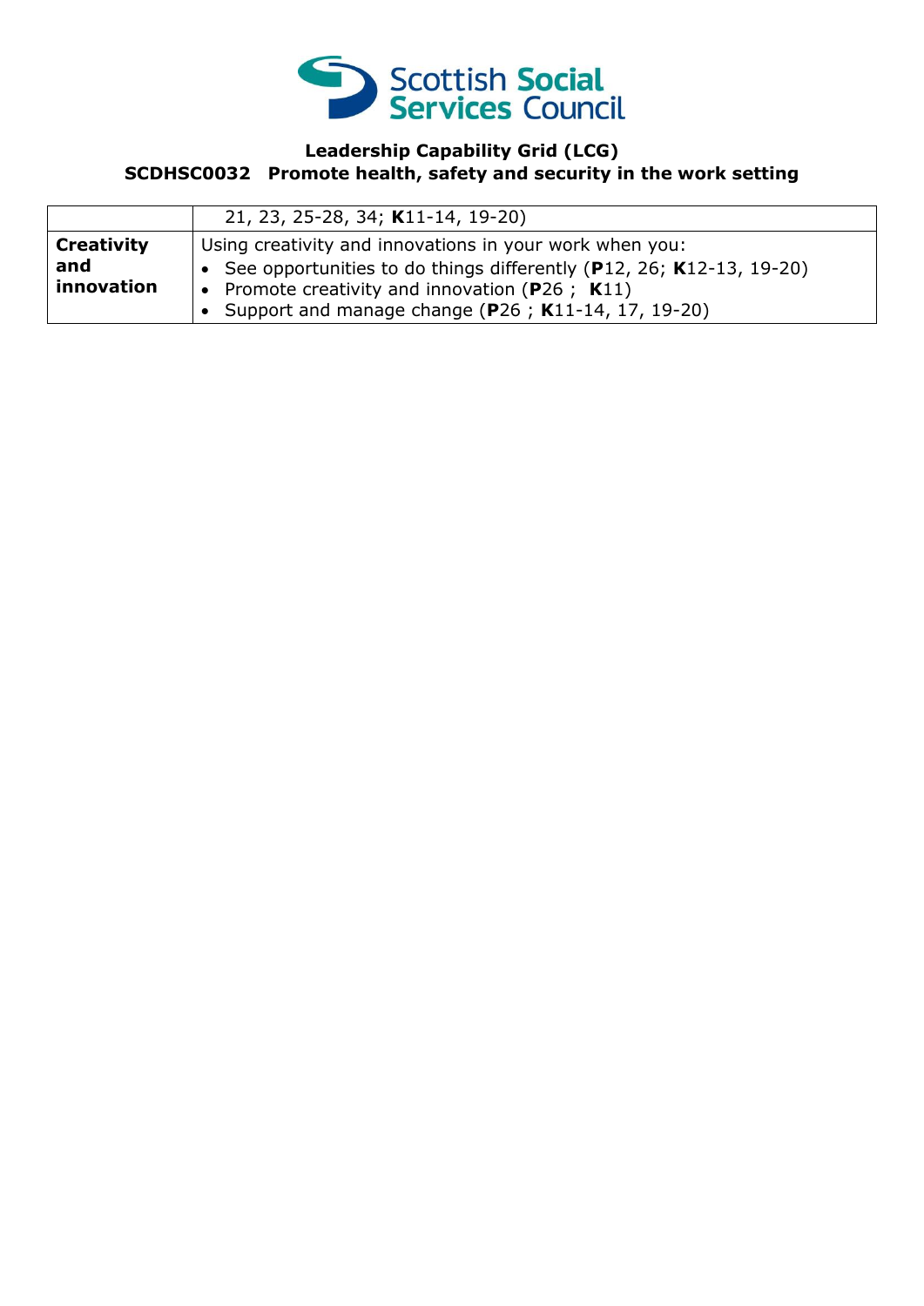**Leadership Capability Grid (LCG)**
**SCDHSC0032 Promote health, safety and security in the work setting**

| | |
|---|---|
| | 21, 23, 25-28, 34; **K**11-14, 19-20) |
| **Creativity and innovation** | Using creativity and innovations in your work when you:<br>• See opportunities to do things differently (**P**12, 26; **K**12-13, 19-20)<br>• Promote creativity and innovation (**P**26 ; **K**11)<br>• Support and manage change (**P**26 ; **K**11-14, 17, 19-20) |